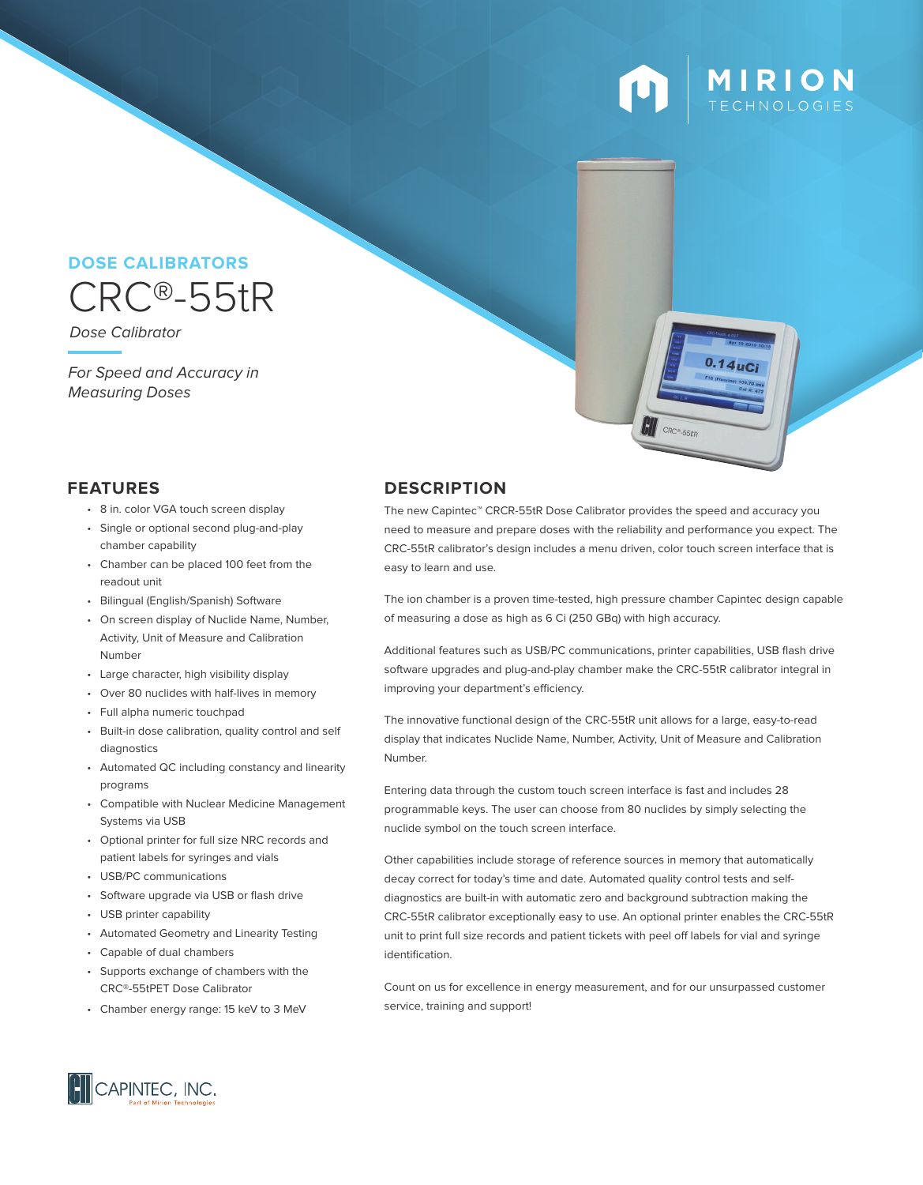MIRION TECHNOLOGIES

## DOSE CALIBRATORS

# CRC®-55tR

*Dose Calibrator*

*For Speed and Accuracy in Measuring Doses*

## FEATURES

- 8 in. color VGA touch screen display
- Single or optional second plug-and-play chamber capability
- Chamber can be placed 100 feet from the readout unit
- Bilingual (English/Spanish) Software
- On screen display of Nuclide Name, Number, Activity, Unit of Measure and Calibration Number
- Large character, high visibility display
- Over 80 nuclides with half-lives in memory
- Full alpha numeric touchpad
- Built-in dose calibration, quality control and self diagnostics
- Automated QC including constancy and linearity programs
- Compatible with Nuclear Medicine Management Systems via USB
- Optional printer for full size NRC records and patient labels for syringes and vials
- USB/PC communications
- Software upgrade via USB or flash drive
- USB printer capability
- Automated Geometry and Linearity Testing
- Capable of dual chambers
- Supports exchange of chambers with the CRC®-55tPET Dose Calibrator
- Chamber energy range: 15 keV to 3 MeV

## DESCRIPTION

The new Capintec™ CRCR-55tR Dose Calibrator provides the speed and accuracy you need to measure and prepare doses with the reliability and performance you expect. The CRC-55tR calibrator's design includes a menu driven, color touch screen interface that is easy to learn and use.

The ion chamber is a proven time-tested, high pressure chamber Capintec design capable of measuring a dose as high as 6 Ci (250 GBq) with high accuracy.

Additional features such as USB/PC communications, printer capabilities, USB flash drive software upgrades and plug-and-play chamber make the CRC-55tR calibrator integral in improving your department's efficiency.

The innovative functional design of the CRC-55tR unit allows for a large, easy-to-read display that indicates Nuclide Name, Number, Activity, Unit of Measure and Calibration Number.

Entering data through the custom touch screen interface is fast and includes 28 programmable keys. The user can choose from 80 nuclides by simply selecting the nuclide symbol on the touch screen interface.

Other capabilities include storage of reference sources in memory that automatically decay correct for today's time and date. Automated quality control tests and self-diagnostics are built-in with automatic zero and background subtraction making the CRC-55tR calibrator exceptionally easy to use. An optional printer enables the CRC-55tR unit to print full size records and patient tickets with peel off labels for vial and syringe identification.

Count on us for excellence in energy measurement, and for our unsurpassed customer service, training and support!

CAPINTEC, INC.
Part of Mirion Technologies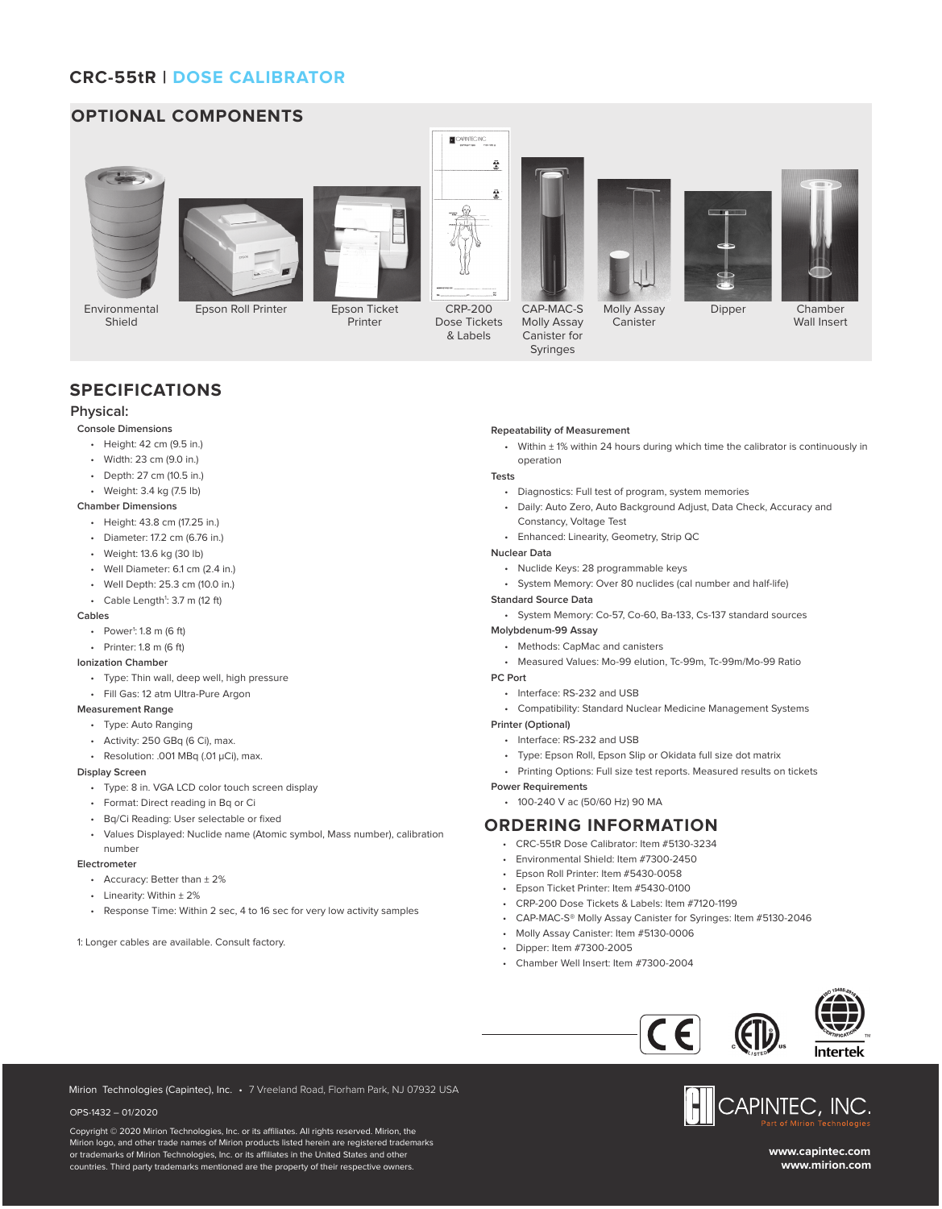# CRC-55tR | DOSE CALIBRATOR

## OPTIONAL COMPONENTS

Environmental Shield

Epson Roll Printer

Epson Ticket Printer

CRP-200 Dose Tickets & Labels

CAP-MAC-S Molly Assay Canister for Syringes

Molly Assay Canister

Dipper

Chamber Wall Insert

## SPECIFICATIONS

### Physical:

**Console Dimensions**

- Height: 42 cm (9.5 in.)
- Width: 23 cm (9.0 in.)
- Depth: 27 cm (10.5 in.)
- Weight: 3.4 kg (7.5 lb)

**Chamber Dimensions**

- Height: 43.8 cm (17.25 in.)
- Diameter: 17.2 cm (6.76 in.)
- Weight: 13.6 kg (30 lb)
- Well Diameter: 6.1 cm (2.4 in.)
- Well Depth: 25.3 cm (10.0 in.)
- Cable Length[1]: 3.7 m (12 ft)

**Cables**

- Power[1]: 1.8 m (6 ft)
- Printer: 1.8 m (6 ft)

**Ionization Chamber**

- Type: Thin wall, deep well, high pressure
- Fill Gas: 12 atm Ultra-Pure Argon

**Measurement Range**

- Type: Auto Ranging
- Activity: 250 GBq (6 Ci), max.
- Resolution: .001 MBq (.01 µCi), max.

**Display Screen**

- Type: 8 in. VGA LCD color touch screen display
- Format: Direct reading in Bq or Ci
- Bq/Ci Reading: User selectable or fixed
- Values Displayed: Nuclide name (Atomic symbol, Mass number), calibration number

**Electrometer**

- Accuracy: Better than ± 2%
- Linearity: Within ± 2%
- Response Time: Within 2 sec, 4 to 16 sec for very low activity samples

1: Longer cables are available. Consult factory.

**Repeatability of Measurement**

- Within ± 1% within 24 hours during which time the calibrator is continuously in operation

**Tests**

- Diagnostics: Full test of program, system memories
- Daily: Auto Zero, Auto Background Adjust, Data Check, Accuracy and Constancy, Voltage Test
- Enhanced: Linearity, Geometry, Strip QC

**Nuclear Data**

- Nuclide Keys: 28 programmable keys
- System Memory: Over 80 nuclides (cal number and half-life)

**Standard Source Data**

- System Memory: Co-57, Co-60, Ba-133, Cs-137 standard sources

**Molybdenum-99 Assay**

- Methods: CapMac and canisters
- Measured Values: Mo-99 elution, Tc-99m, Tc-99m/Mo-99 Ratio

**PC Port**

- Interface: RS-232 and USB
- Compatibility: Standard Nuclear Medicine Management Systems

**Printer (Optional)**

- Interface: RS-232 and USB
- Type: Epson Roll, Epson Slip or Okidata full size dot matrix
- Printing Options: Full size test reports. Measured results on tickets

**Power Requirements**

- 100-240 V ac (50/60 Hz) 90 MA

## ORDERING INFORMATION

- CRC-55tR Dose Calibrator: Item #5130-3234
- Environmental Shield: Item #7300-2450
- Epson Roll Printer: Item #5430-0058
- Epson Ticket Printer: Item #5430-0100
- CRP-200 Dose Tickets & Labels: Item #7120-1199
- CAP-MAC-S® Molly Assay Canister for Syringes: Item #5130-2046
- Molly Assay Canister: Item #5130-0006
- Dipper: Item #7300-2005
- Chamber Well Insert: Item #7300-2004

Mirion Technologies (Capintec), Inc. • 7 Vreeland Road, Florham Park, NJ 07932 USA

OPS-1432 – 01/2020

Copyright © 2020 Mirion Technologies, Inc. or its affiliates. All rights reserved. Mirion, the Mirion logo, and other trade names of Mirion products listed herein are registered trademarks or trademarks of Mirion Technologies, Inc. or its affiliates in the United States and other countries. Third party trademarks mentioned are the property of their respective owners.

CAPINTEC, INC.
Part of Mirion Technologies

www.capintec.com
www.mirion.com